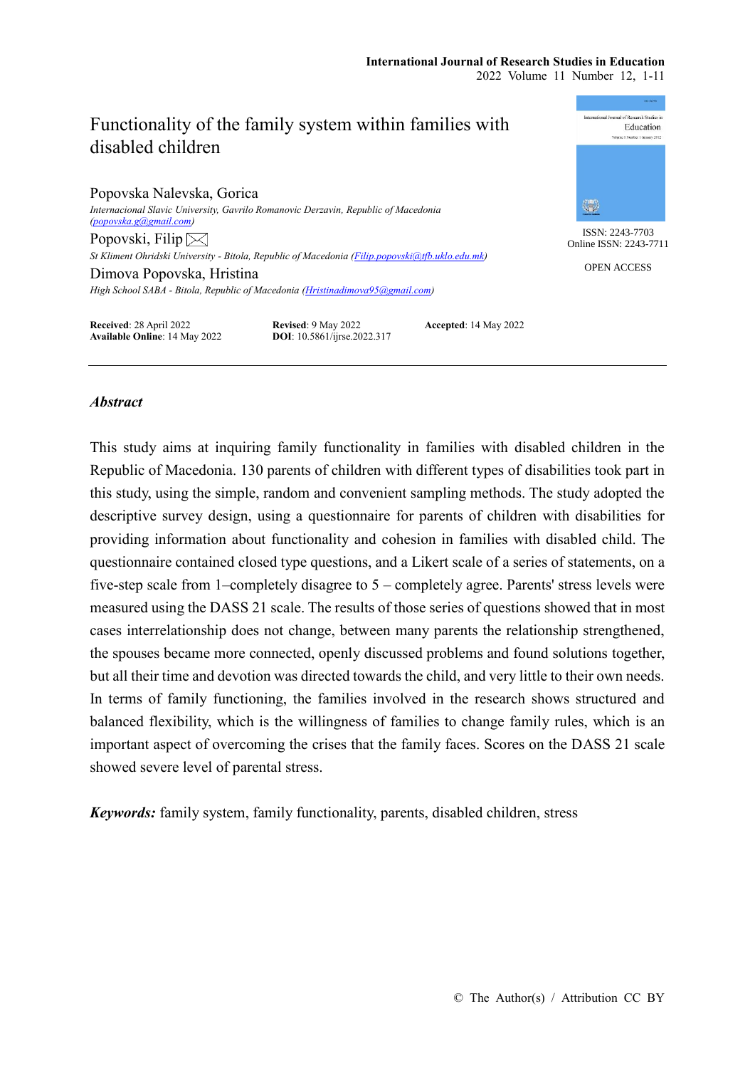# Functionality of the family system within families with disabled children

Popovska Nalevska, Gorica
*Internacional Slavic University, Gavrilo Romanovic Derzavin, Republic of Macedonia (popovska.g@gmail.com)*

Popovski, Filip ✉
*St Kliment Ohridski University - Bitola, Republic of Macedonia (Filip.popovski@tfb.uklo.edu.mk)*

Dimova Popovska, Hristina
*High School SABA - Bitola, Republic of Macedonia (Hristinadimova95@gmail.com)*

ISSN: 2243-7703
Online ISSN: 2243-7711

OPEN ACCESS

**Received**: 28 April 2022 **Revised**: 9 May 2022 **Accepted**: 14 May 2022
**Available Online**: 14 May 2022 **DOI**: 10.5861/ijrse.2022.317

---

### *Abstract*

This study aims at inquiring family functionality in families with disabled children in the Republic of Macedonia. 130 parents of children with different types of disabilities took part in this study, using the simple, random and convenient sampling methods. The study adopted the descriptive survey design, using a questionnaire for parents of children with disabilities for providing information about functionality and cohesion in families with disabled child. The questionnaire contained closed type questions, and a Likert scale of a series of statements, on a five-step scale from 1–completely disagree to 5 – completely agree. Parents' stress levels were measured using the DASS 21 scale. The results of those series of questions showed that in most cases interrelationship does not change, between many parents the relationship strengthened, the spouses became more connected, openly discussed problems and found solutions together, but all their time and devotion was directed towards the child, and very little to their own needs. In terms of family functioning, the families involved in the research shows structured and balanced flexibility, which is the willingness of families to change family rules, which is an important aspect of overcoming the crises that the family faces. Scores on the DASS 21 scale showed severe level of parental stress.

***Keywords:*** family system, family functionality, parents, disabled children, stress

© The Author(s) / Attribution CC BY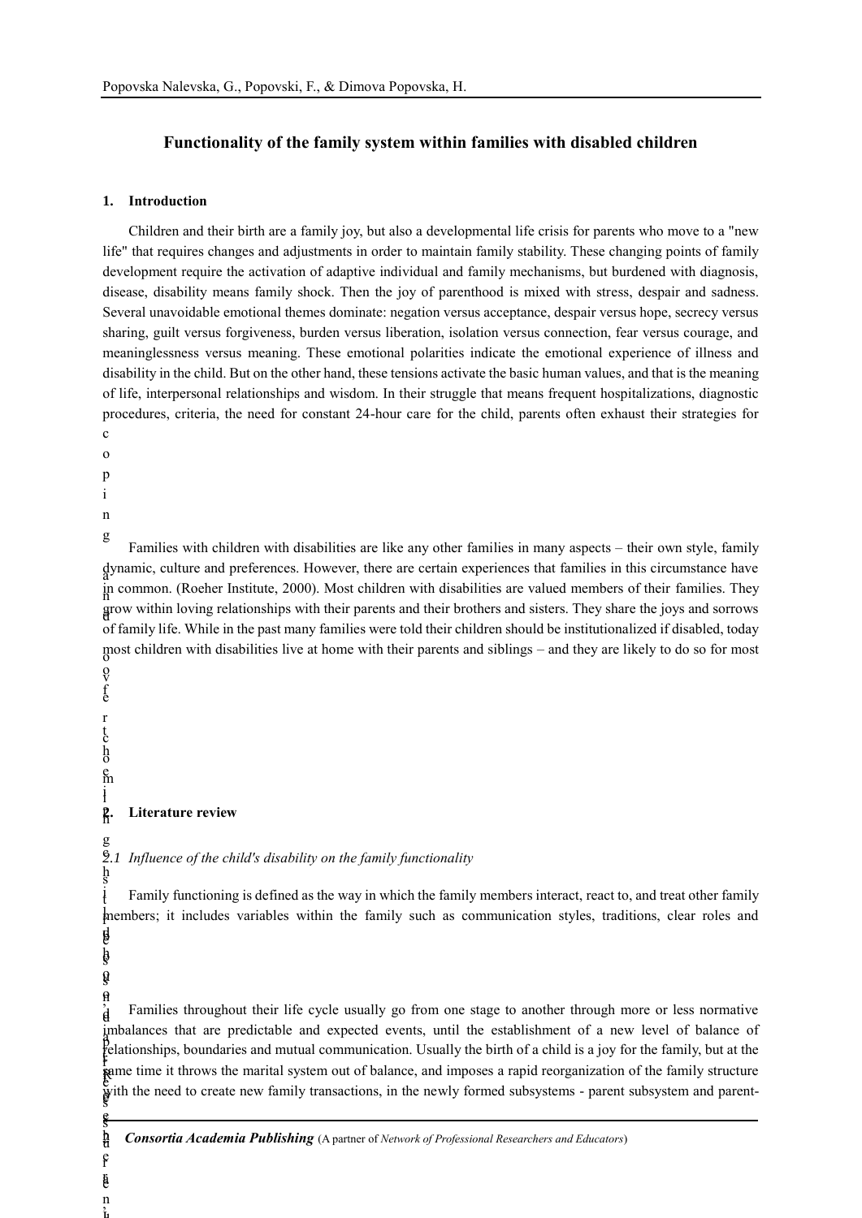## Functionality of the family system within families with disabled children

### 1. Introduction

Children and their birth are a family joy, but also a developmental life crisis for parents who move to a "new life" that requires changes and adjustments in order to maintain family stability. These changing points of family development require the activation of adaptive individual and family mechanisms, but burdened with diagnosis, disease, disability means family shock. Then the joy of parenthood is mixed with stress, despair and sadness. Several unavoidable emotional themes dominate: negation versus acceptance, despair versus hope, secrecy versus sharing, guilt versus forgiveness, burden versus liberation, isolation versus connection, fear versus courage, and meaninglessness versus meaning. These emotional polarities indicate the emotional experience of illness and disability in the child. But on the other hand, these tensions activate the basic human values, and that is the meaning of life, interpersonal relationships and wisdom. In their struggle that means frequent hospitalizations, diagnostic procedures, criteria, the need for constant 24-hour care for the child, parents often exhaust their strategies for coping

Families with children with disabilities are like any other families in many aspects – their own style, family dynamic, culture and preferences. However, there are certain experiences that families in this circumstance have in common. (Roeher Institute, 2000). Most children with disabilities are valued members of their families. They grow within loving relationships with their parents and their brothers and sisters. They share the joys and sorrows of family life. While in the past many families were told their children should be institutionalized if disabled, today most children with disabilities live at home with their parents and siblings – and they are likely to do so for most

### 2. Literature review

#### *2.1 Influence of the child's disability on the family functionality*

Family functioning is defined as the way in which the family members interact, react to, and treat other family members; it includes variables within the family such as communication styles, traditions, clear roles and

Families throughout their life cycle usually go from one stage to another through more or less normative imbalances that are predictable and expected events, until the establishment of a new level of balance of relationships, boundaries and mutual communication. Usually the birth of a child is a joy for the family, but at the same time it throws the marital system out of balance, and imposes a rapid reorganization of the family structure with the need to create new family transactions, in the newly formed subsystems - parent subsystem and parent-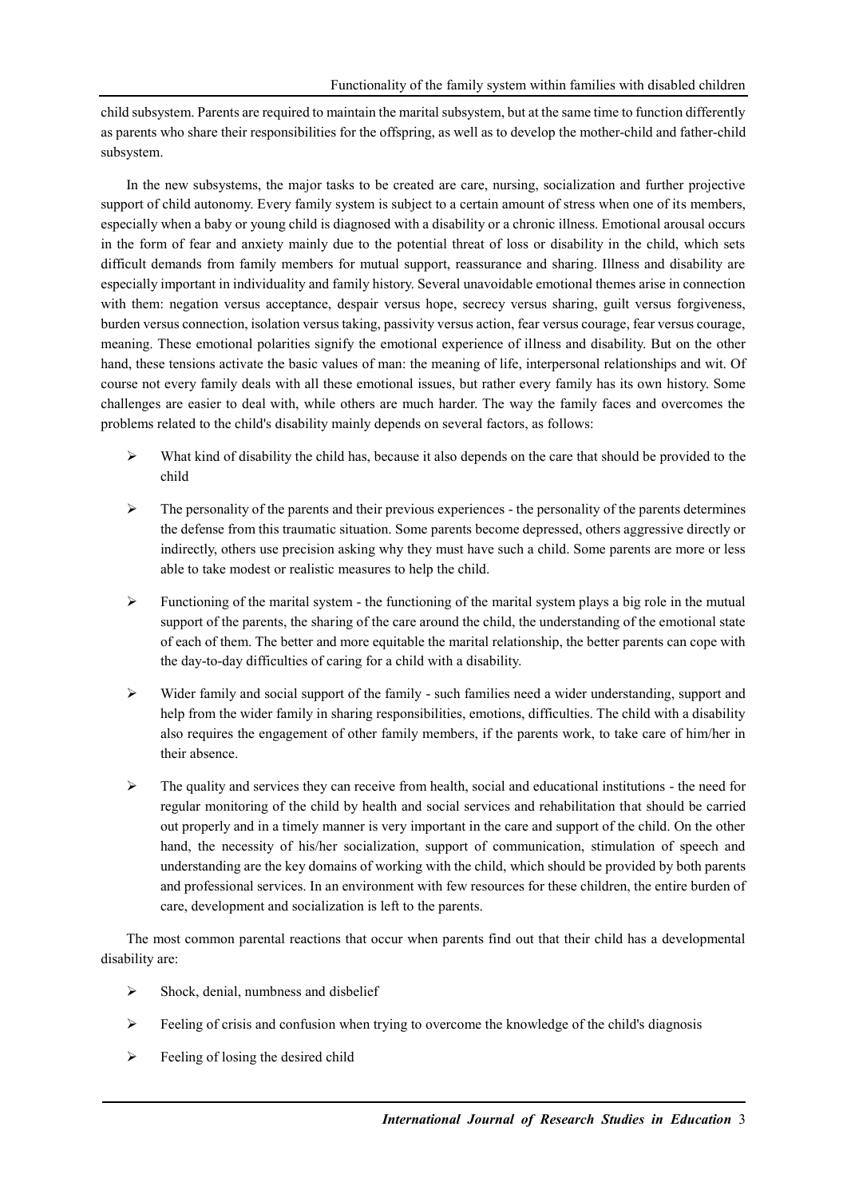child subsystem. Parents are required to maintain the marital subsystem, but at the same time to function differently as parents who share their responsibilities for the offspring, as well as to develop the mother-child and father-child subsystem.

In the new subsystems, the major tasks to be created are care, nursing, socialization and further projective support of child autonomy. Every family system is subject to a certain amount of stress when one of its members, especially when a baby or young child is diagnosed with a disability or a chronic illness. Emotional arousal occurs in the form of fear and anxiety mainly due to the potential threat of loss or disability in the child, which sets difficult demands from family members for mutual support, reassurance and sharing. Illness and disability are especially important in individuality and family history. Several unavoidable emotional themes arise in connection with them: negation versus acceptance, despair versus hope, secrecy versus sharing, guilt versus forgiveness, burden versus connection, isolation versus taking, passivity versus action, fear versus courage, fear versus courage, meaning. These emotional polarities signify the emotional experience of illness and disability. But on the other hand, these tensions activate the basic values of man: the meaning of life, interpersonal relationships and wit. Of course not every family deals with all these emotional issues, but rather every family has its own history. Some challenges are easier to deal with, while others are much harder. The way the family faces and overcomes the problems related to the child's disability mainly depends on several factors, as follows:

- What kind of disability the child has, because it also depends on the care that should be provided to the child
- The personality of the parents and their previous experiences - the personality of the parents determines the defense from this traumatic situation. Some parents become depressed, others aggressive directly or indirectly, others use precision asking why they must have such a child. Some parents are more or less able to take modest or realistic measures to help the child.
- Functioning of the marital system - the functioning of the marital system plays a big role in the mutual support of the parents, the sharing of the care around the child, the understanding of the emotional state of each of them. The better and more equitable the marital relationship, the better parents can cope with the day-to-day difficulties of caring for a child with a disability.
- Wider family and social support of the family - such families need a wider understanding, support and help from the wider family in sharing responsibilities, emotions, difficulties. The child with a disability also requires the engagement of other family members, if the parents work, to take care of him/her in their absence.
- The quality and services they can receive from health, social and educational institutions - the need for regular monitoring of the child by health and social services and rehabilitation that should be carried out properly and in a timely manner is very important in the care and support of the child. On the other hand, the necessity of his/her socialization, support of communication, stimulation of speech and understanding are the key domains of working with the child, which should be provided by both parents and professional services. In an environment with few resources for these children, the entire burden of care, development and socialization is left to the parents.

The most common parental reactions that occur when parents find out that their child has a developmental disability are:

- Shock, denial, numbness and disbelief
- Feeling of crisis and confusion when trying to overcome the knowledge of the child's diagnosis
- Feeling of losing the desired child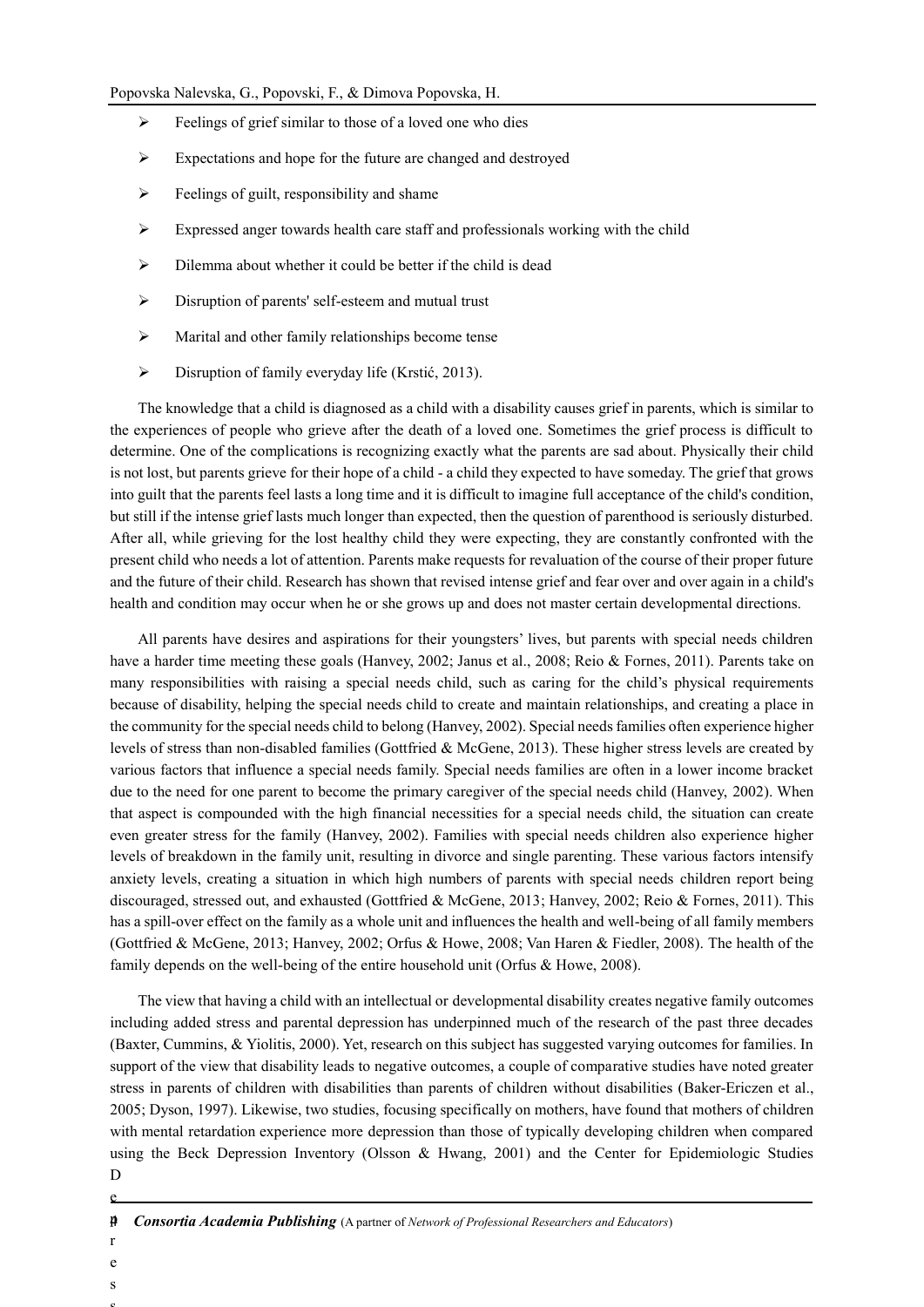- Feelings of grief similar to those of a loved one who dies
- Expectations and hope for the future are changed and destroyed
- Feelings of guilt, responsibility and shame
- Expressed anger towards health care staff and professionals working with the child
- Dilemma about whether it could be better if the child is dead
- Disruption of parents' self-esteem and mutual trust
- Marital and other family relationships become tense
- Disruption of family everyday life (Krstić, 2013).

The knowledge that a child is diagnosed as a child with a disability causes grief in parents, which is similar to the experiences of people who grieve after the death of a loved one. Sometimes the grief process is difficult to determine. One of the complications is recognizing exactly what the parents are sad about. Physically their child is not lost, but parents grieve for their hope of a child - a child they expected to have someday. The grief that grows into guilt that the parents feel lasts a long time and it is difficult to imagine full acceptance of the child's condition, but still if the intense grief lasts much longer than expected, then the question of parenthood is seriously disturbed. After all, while grieving for the lost healthy child they were expecting, they are constantly confronted with the present child who needs a lot of attention. Parents make requests for revaluation of the course of their proper future and the future of their child. Research has shown that revised intense grief and fear over and over again in a child's health and condition may occur when he or she grows up and does not master certain developmental directions.

All parents have desires and aspirations for their youngsters' lives, but parents with special needs children have a harder time meeting these goals (Hanvey, 2002; Janus et al., 2008; Reio & Fornes, 2011). Parents take on many responsibilities with raising a special needs child, such as caring for the child's physical requirements because of disability, helping the special needs child to create and maintain relationships, and creating a place in the community for the special needs child to belong (Hanvey, 2002). Special needs families often experience higher levels of stress than non-disabled families (Gottfried & McGene, 2013). These higher stress levels are created by various factors that influence a special needs family. Special needs families are often in a lower income bracket due to the need for one parent to become the primary caregiver of the special needs child (Hanvey, 2002). When that aspect is compounded with the high financial necessities for a special needs child, the situation can create even greater stress for the family (Hanvey, 2002). Families with special needs children also experience higher levels of breakdown in the family unit, resulting in divorce and single parenting. These various factors intensify anxiety levels, creating a situation in which high numbers of parents with special needs children report being discouraged, stressed out, and exhausted (Gottfried & McGene, 2013; Hanvey, 2002; Reio & Fornes, 2011). This has a spill-over effect on the family as a whole unit and influences the health and well-being of all family members (Gottfried & McGene, 2013; Hanvey, 2002; Orfus & Howe, 2008; Van Haren & Fiedler, 2008). The health of the family depends on the well-being of the entire household unit (Orfus & Howe, 2008).

The view that having a child with an intellectual or developmental disability creates negative family outcomes including added stress and parental depression has underpinned much of the research of the past three decades (Baxter, Cummins, & Yiolitis, 2000). Yet, research on this subject has suggested varying outcomes for families. In support of the view that disability leads to negative outcomes, a couple of comparative studies have noted greater stress in parents of children with disabilities than parents of children without disabilities (Baker-Ericzen et al., 2005; Dyson, 1997). Likewise, two studies, focusing specifically on mothers, have found that mothers of children with mental retardation experience more depression than those of typically developing children when compared using the Beck Depression Inventory (Olsson & Hwang, 2001) and the Center for Epidemiologic Studies Depress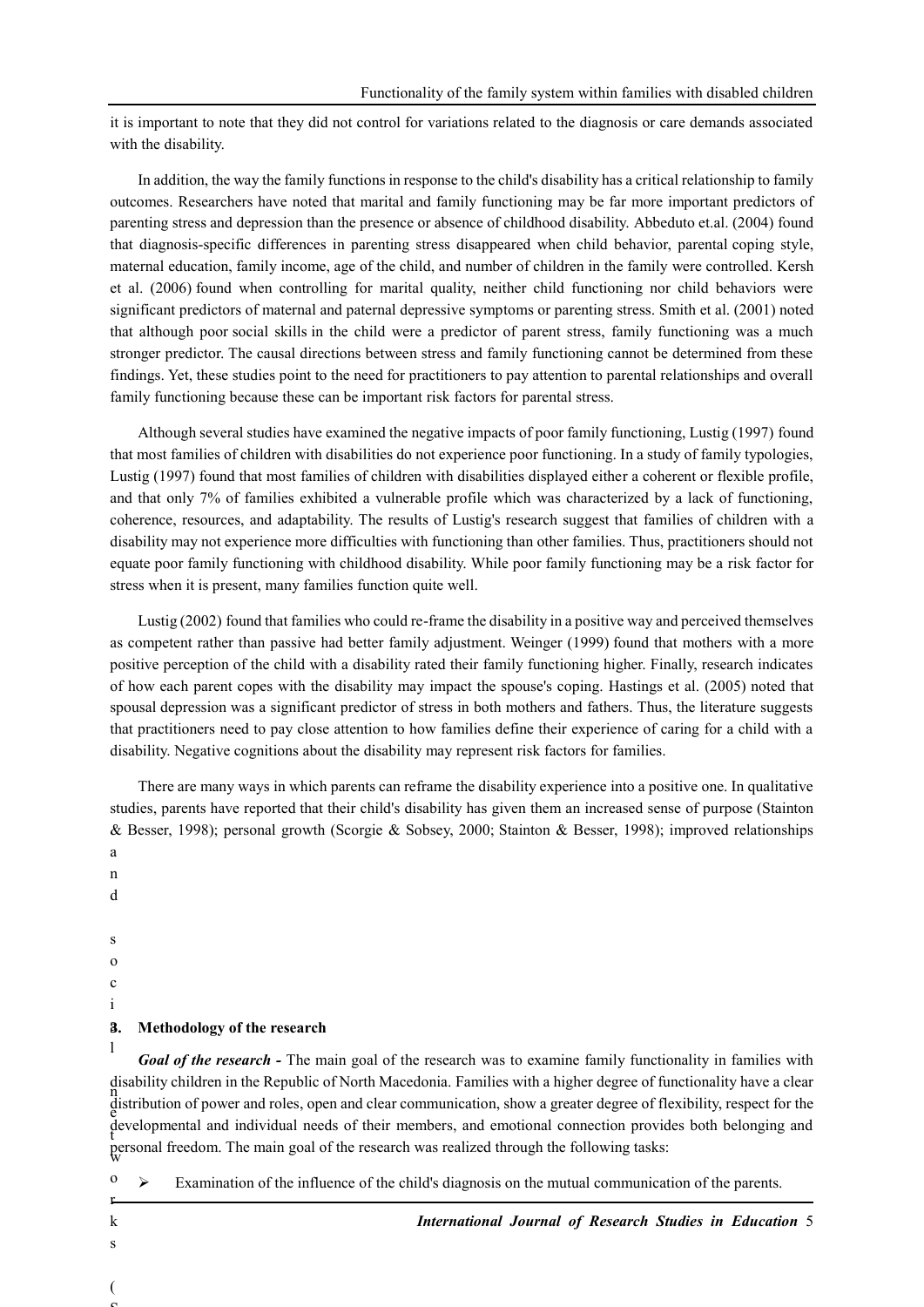it is important to note that they did not control for variations related to the diagnosis or care demands associated with the disability.

In addition, the way the family functions in response to the child's disability has a critical relationship to family outcomes. Researchers have noted that marital and family functioning may be far more important predictors of parenting stress and depression than the presence or absence of childhood disability. Abbeduto et.al. (2004) found that diagnosis-specific differences in parenting stress disappeared when child behavior, parental coping style, maternal education, family income, age of the child, and number of children in the family were controlled. Kersh et al. (2006) found when controlling for marital quality, neither child functioning nor child behaviors were significant predictors of maternal and paternal depressive symptoms or parenting stress. Smith et al. (2001) noted that although poor social skills in the child were a predictor of parent stress, family functioning was a much stronger predictor. The causal directions between stress and family functioning cannot be determined from these findings. Yet, these studies point to the need for practitioners to pay attention to parental relationships and overall family functioning because these can be important risk factors for parental stress.

Although several studies have examined the negative impacts of poor family functioning, Lustig (1997) found that most families of children with disabilities do not experience poor functioning. In a study of family typologies, Lustig (1997) found that most families of children with disabilities displayed either a coherent or flexible profile, and that only 7% of families exhibited a vulnerable profile which was characterized by a lack of functioning, coherence, resources, and adaptability. The results of Lustig's research suggest that families of children with a disability may not experience more difficulties with functioning than other families. Thus, practitioners should not equate poor family functioning with childhood disability. While poor family functioning may be a risk factor for stress when it is present, many families function quite well.

Lustig (2002) found that families who could re-frame the disability in a positive way and perceived themselves as competent rather than passive had better family adjustment. Weinger (1999) found that mothers with a more positive perception of the child with a disability rated their family functioning higher. Finally, research indicates of how each parent copes with the disability may impact the spouse's coping. Hastings et al. (2005) noted that spousal depression was a significant predictor of stress in both mothers and fathers. Thus, the literature suggests that practitioners need to pay close attention to how families define their experience of caring for a child with a disability. Negative cognitions about the disability may represent risk factors for families.

There are many ways in which parents can reframe the disability experience into a positive one. In qualitative studies, parents have reported that their child's disability has given them an increased sense of purpose (Stainton & Besser, 1998); personal growth (Scorgie & Sobsey, 2000; Stainton & Besser, 1998); improved relationships and social networks (S

## 3. Methodology of the research

***Goal of the research*** **-** The main goal of the research was to examine family functionality in families with disability children in the Republic of North Macedonia. Families with a higher degree of functionality have a clear distribution of power and roles, open and clear communication, show a greater degree of flexibility, respect for the developmental and individual needs of their members, and emotional connection provides both belonging and personal freedom. The main goal of the research was realized through the following tasks:

- Examination of the influence of the child's diagnosis on the mutual communication of the parents.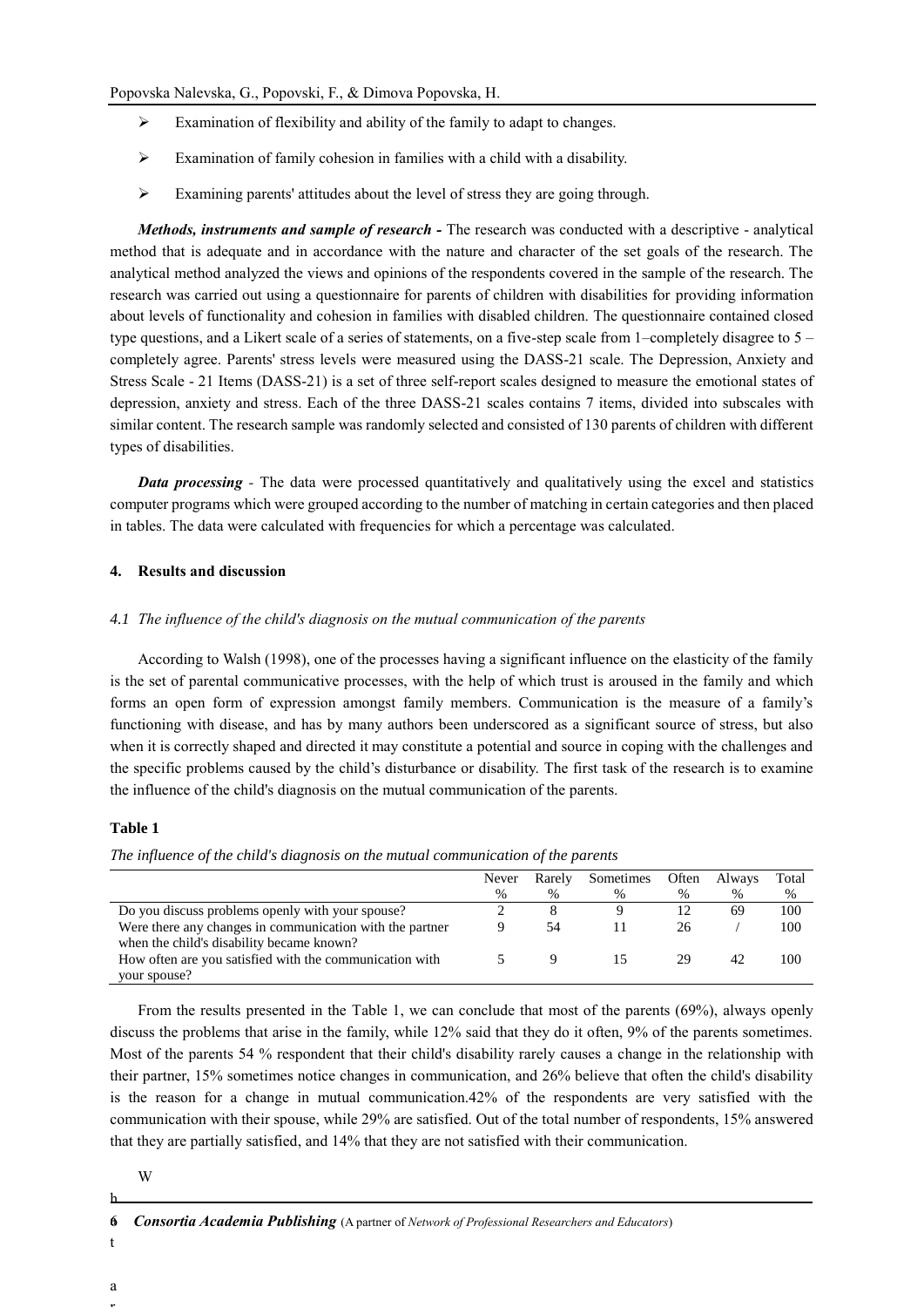- Examination of flexibility and ability of the family to adapt to changes.
- Examination of family cohesion in families with a child with a disability.
- Examining parents' attitudes about the level of stress they are going through.

***Methods, instruments and sample of research -*** The research was conducted with a descriptive - analytical method that is adequate and in accordance with the nature and character of the set goals of the research. The analytical method analyzed the views and opinions of the respondents covered in the sample of the research. The research was carried out using a questionnaire for parents of children with disabilities for providing information about levels of functionality and cohesion in families with disabled children. The questionnaire contained closed type questions, and a Likert scale of a series of statements, on a five-step scale from 1–completely disagree to 5 – completely agree. Parents' stress levels were measured using the DASS-21 scale. The Depression, Anxiety and Stress Scale - 21 Items (DASS-21) is a set of three self-report scales designed to measure the emotional states of depression, anxiety and stress. Each of the three DASS-21 scales contains 7 items, divided into subscales with similar content. The research sample was randomly selected and consisted of 130 parents of children with different types of disabilities.

***Data processing*** - The data were processed quantitatively and qualitatively using the excel and statistics computer programs which were grouped according to the number of matching in certain categories and then placed in tables. The data were calculated with frequencies for which a percentage was calculated.

## 4. Results and discussion

### *4.1 The influence of the child's diagnosis on the mutual communication of the parents*

According to Walsh (1998), one of the processes having a significant influence on the elasticity of the family is the set of parental communicative processes, with the help of which trust is aroused in the family and which forms an open form of expression amongst family members. Communication is the measure of a family's functioning with disease, and has by many authors been underscored as a significant source of stress, but also when it is correctly shaped and directed it may constitute a potential and source in coping with the challenges and the specific problems caused by the child's disturbance or disability. The first task of the research is to examine the influence of the child's diagnosis on the mutual communication of the parents.

**Table 1**

*The influence of the child's diagnosis on the mutual communication of the parents*

| | Never % | Rarely % | Sometimes % | Often % | Always % | Total % |
|---|---|---|---|---|---|---|
| Do you discuss problems openly with your spouse? | 2 | 8 | 9 | 12 | 69 | 100 |
| Were there any changes in communication with the partner when the child's disability became known? | 9 | 54 | 11 | 26 | / | 100 |
| How often are you satisfied with the communication with your spouse? | 5 | 9 | 15 | 29 | 42 | 100 |

From the results presented in the Table 1, we can conclude that most of the parents (69%), always openly discuss the problems that arise in the family, while 12% said that they do it often, 9% of the parents sometimes. Most of the parents 54 % respondent that their child's disability rarely causes a change in the relationship with their partner, 15% sometimes notice changes in communication, and 26% believe that often the child's disability is the reason for a change in mutual communication.42% of the respondents are very satisfied with the communication with their spouse, while 29% are satisfied. Out of the total number of respondents, 15% answered that they are partially satisfied, and 14% that they are not satisfied with their communication.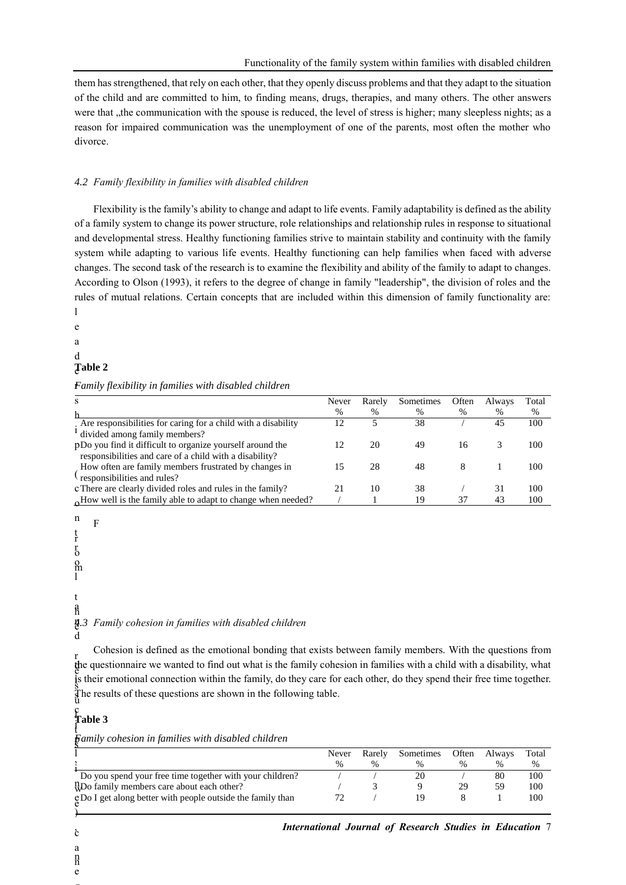them has strengthened, that rely on each other, that they openly discuss problems and that they adapt to the situation of the child and are committed to him, to finding means, drugs, therapies, and many others. The other answers were that „the communication with the spouse is reduced, the level of stress is higher; many sleepless nights; as a reason for impaired communication was the unemployment of one of the parents, most often the mother who divorce.

### *4.2 Family flexibility in families with disabled children*

Flexibility is the family's ability to change and adapt to life events. Family adaptability is defined as the ability of a family system to change its power structure, role relationships and relationship rules in response to situational and developmental stress. Healthy functioning families strive to maintain stability and continuity with the family system while adapting to various life events. Healthy functioning can help families when faced with adverse changes. The second task of the research is to examine the flexibility and ability of the family to adapt to changes. According to Olson (1993), it refers to the degree of change in family "leadership", the division of roles and the rules of mutual relations. Certain concepts that are included within this dimension of family functionality are: leadership (control, discipline), negotiation style, relationship roles and relationship rules.

**Table 2**

*Family flexibility in families with disabled children*

| | Never % | Rarely % | Sometimes % | Often % | Always % | Total % |
|---|---|---|---|---|---|---|
| Are responsibilities for caring for a child with a disability divided among family members? | 12 | 5 | 38 | / | 45 | 100 |
| Do you find it difficult to organize yourself around the responsibilities and care of a child with a disability? | 12 | 20 | 49 | 16 | 3 | 100 |
| How often are family members frustrated by changes in responsibilities and rules? | 15 | 28 | 48 | 8 | 1 | 100 |
| There are clearly divided roles and rules in the family? | 21 | 10 | 38 | / | 31 | 100 |
| How well is the family able to adapt to change when needed? | / | 1 | 19 | 37 | 43 | 100 |

### *4.3 Family cohesion in families with disabled children*

Cohesion is defined as the emotional bonding that exists between family members. With the questions from the questionnaire we wanted to find out what is the family cohesion in families with a child with a disability, what is their emotional connection within the family, do they care for each other, do they spend their free time together. The results of these questions are shown in the following table.

**Table 3**

*Family cohesion in families with disabled children*

| | Never % | Rarely % | Sometimes % | Often % | Always % | Total % |
|---|---|---|---|---|---|---|
| Do you spend your free time together with your children? | / | / | 20 | / | 80 | 100 |
| Do family members care about each other? | / | 3 | 9 | 29 | 59 | 100 |
| Do I get along better with people outside the family than | 72 | / | 19 | 8 | 1 | 100 |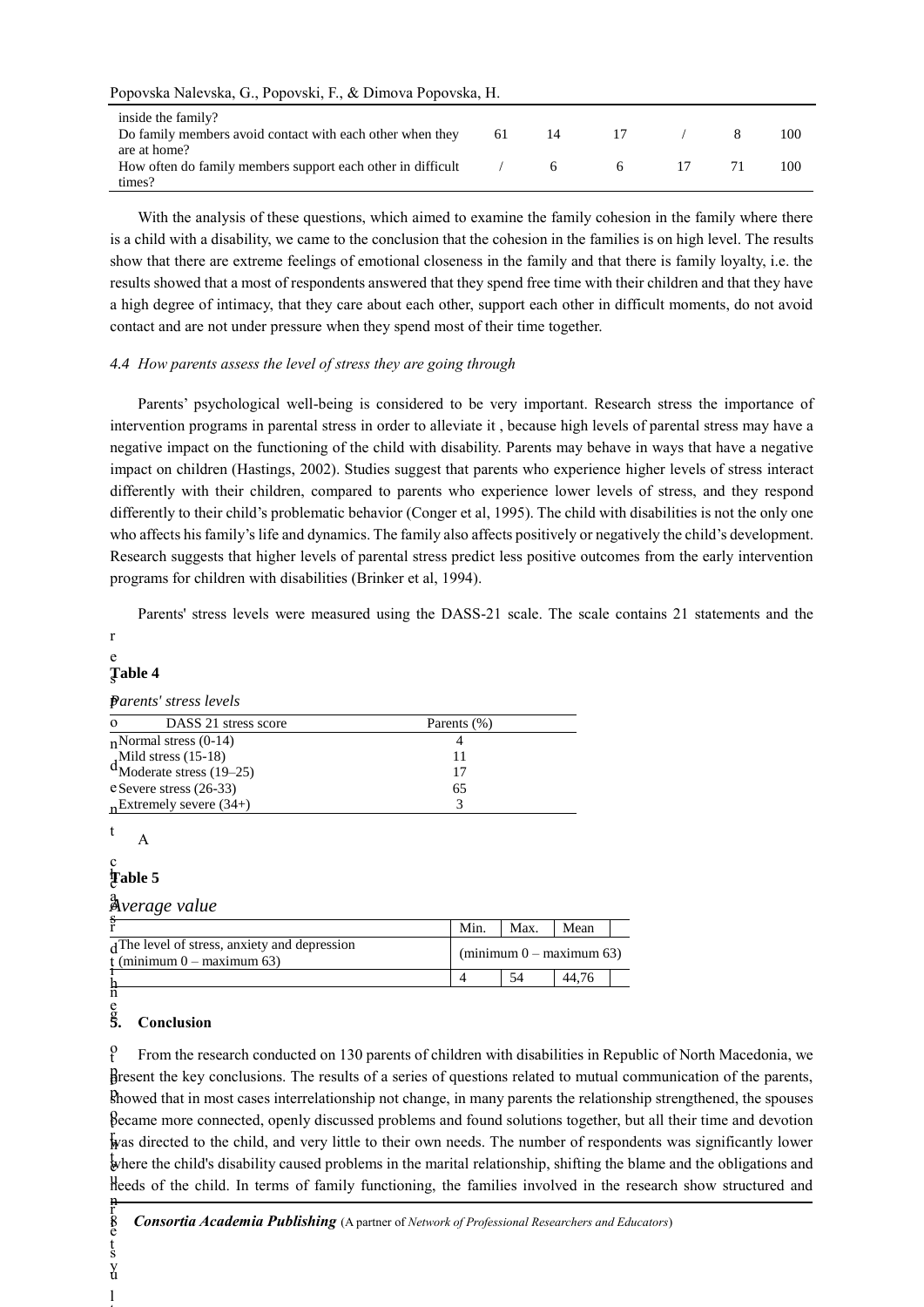| | | | | | | |
|---|---|---|---|---|---|---|
| inside the family? | | | | | | |
| Do family members avoid contact with each other when they are at home? | 61 | 14 | 17 | / | 8 | 100 |
| How often do family members support each other in difficult times? | / | 6 | 6 | 17 | 71 | 100 |

With the analysis of these questions, which aimed to examine the family cohesion in the family where there is a child with a disability, we came to the conclusion that the cohesion in the families is on high level. The results show that there are extreme feelings of emotional closeness in the family and that there is family loyalty, i.e. the results showed that a most of respondents answered that they spend free time with their children and that they have a high degree of intimacy, that they care about each other, support each other in difficult moments, do not avoid contact and are not under pressure when they spend most of their time together.

### *4.4 How parents assess the level of stress they are going through*

Parents' psychological well-being is considered to be very important. Research stress the importance of intervention programs in parental stress in order to alleviate it , because high levels of parental stress may have a negative impact on the functioning of the child with disability. Parents may behave in ways that have a negative impact on children (Hastings, 2002). Studies suggest that parents who experience higher levels of stress interact differently with their children, compared to parents who experience lower levels of stress, and they respond differently to their child's problematic behavior (Conger et al, 1995). The child with disabilities is not the only one who affects his family's life and dynamics. The family also affects positively or negatively the child's development. Research suggests that higher levels of parental stress predict less positive outcomes from the early intervention programs for children with disabilities (Brinker et al, 1994).

Parents' stress levels were measured using the DASS-21 scale. The scale contains 21 statements and the respondent rates each statement on a scale from 0 to 3. A higher score indicates a higher level of stress, anxiety and depression, and a lower score indicates a lower level. The results for parents' stress levels are presented in Table 4.

**Table 4**

*Parents' stress levels*

| DASS 21 stress score | Parents (%) |
|---|---|
| Normal stress (0-14) | 4 |
| Mild stress (15-18) | 11 |
| Moderate stress (19–25) | 17 |
| Severe stress (26-33) | 65 |
| Extremely severe (34+) | 3 |

**Table 5**

*Average value*

| | Min. | Max. | Mean |
|---|---|---|---|
| The level of stress, anxiety and depression (minimum 0 – maximum 63) | (minimum 0 – maximum 63) | | |
| | 4 | 54 | 44,76 |

## 5. Conclusion

From the research conducted on 130 parents of children with disabilities in Republic of North Macedonia, we present the key conclusions. The results of a series of questions related to mutual communication of the parents, showed that in most cases interrelationship not change, in many parents the relationship strengthened, the spouses became more connected, openly discussed problems and found solutions together, but all their time and devotion was directed to the child, and very little to their own needs. The number of respondents was significantly lower where the child's disability caused problems in the marital relationship, shifting the blame and the obligations and needs of the child. In terms of family functioning, the families involved in the research show structured and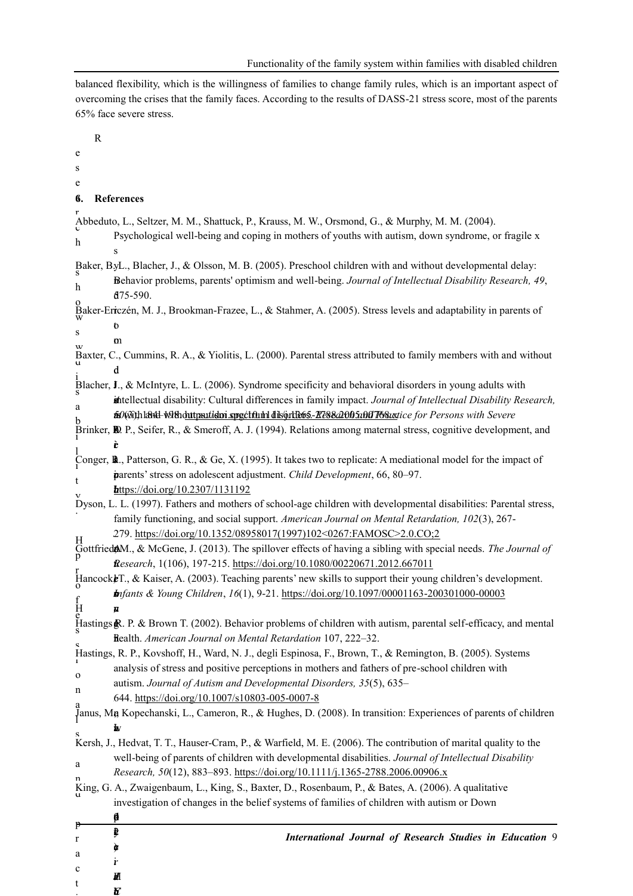balanced flexibility, which is the willingness of families to change family rules, which is an important aspect of overcoming the crises that the family faces. According to the results of DASS-21 stress score, most of the parents 65% face severe stress.

## 6. References

Abbeduto, L., Seltzer, M. M., Shattuck, P., Krauss, M. W., Orsmond, G., & Murphy, M. M. (2004). Psychological well-being and coping in mothers of youths with autism, down syndrome, or fragile x

Baker, B. L., Blacher, J., & Olsson, M. B. (2005). Preschool children with and without developmental delay: Behavior problems, parents' optimism and well-being. *Journal of Intellectual Disability Research, 49*, 575-590.

Baker-Ericzén, M. J., Brookman-Frazee, L., & Stahmer, A. (2005). Stress levels and adaptability in parents of to... with and without autism spectrum disorders. *Research and Practice for Persons with Severe*

Baxter, C., Cummins, R. A., & Yiolitis, L. (2000). Parental stress attributed to family members with and without

Blacher, J., & McIntyre, L. L. (2006). Syndrome specificity and behavioral disorders in young adults with intellectual disability: Cultural differences in family impact. *Journal of Intellectual Disability Research, 50*(3), 184–198. https://doi.org/10.1111/j.1365-2788.2005.00768.x

Brinker, R. P., Seifer, R., & Smeroff, A. J. (1994). Relations among maternal stress, cognitive development, and

Conger, R., Patterson, G. R., & Ge, X. (1995). It takes two to replicate: A mediational model for the impact of parents' stress on adolescent adjustment. *Child Development*, 66, 80–97. https://doi.org/10.2307/1131192

Dyson, L. L. (1997). Fathers and mothers of school-age children with developmental disabilities: Parental stress, family functioning, and social support. *American Journal on Mental Retardation, 102*(3), 267-279. https://doi.org/10.1352/08958017(1997)102<0267:FAMOSC>2.0.CO;2

Gottfried, M., & McGene, J. (2013). The spillover effects of having a sibling with special needs. *The Journal of Research*, 1(106), 197-215. https://doi.org/10.1080/00220671.2012.667011

Hancock, T., & Kaiser, A. (2003). Teaching parents' new skills to support their young children's development. *Infants & Young Children*, *16*(1), 9-21. https://doi.org/10.1097/00001163-200301000-00003

Hastings, R. P. & Brown T. (2002). Behavior problems of children with autism, parental self-efficacy, and mental health. *American Journal on Mental Retardation* 107, 222–32.

Hastings, R. P., Kovshoff, H., Ward, N. J., degli Espinosa, F., Brown, T., & Remington, B. (2005). Systems analysis of stress and positive perceptions in mothers and fathers of pre-school children with autism. *Journal of Autism and Developmental Disorders, 35*(5), 635–644. https://doi.org/10.1007/s10803-005-0007-8

Janus, M., Kopechanski, L., Cameron, R., & Hughes, D. (2008). In transition: Experiences of parents of children

Kersh, J., Hedvat, T. T., Hauser-Cram, P., & Warfield, M. E. (2006). The contribution of marital quality to the well-being of parents of children with developmental disabilities. *Journal of Intellectual Disability Research, 50*(12), 883–893. https://doi.org/10.1111/j.1365-2788.2006.00906.x

King, G. A., Zwaigenbaum, L., King, S., Baxter, D., Rosenbaum, P., & Bates, A. (2006). A qualitative investigation of changes in the belief systems of families of children with autism or Down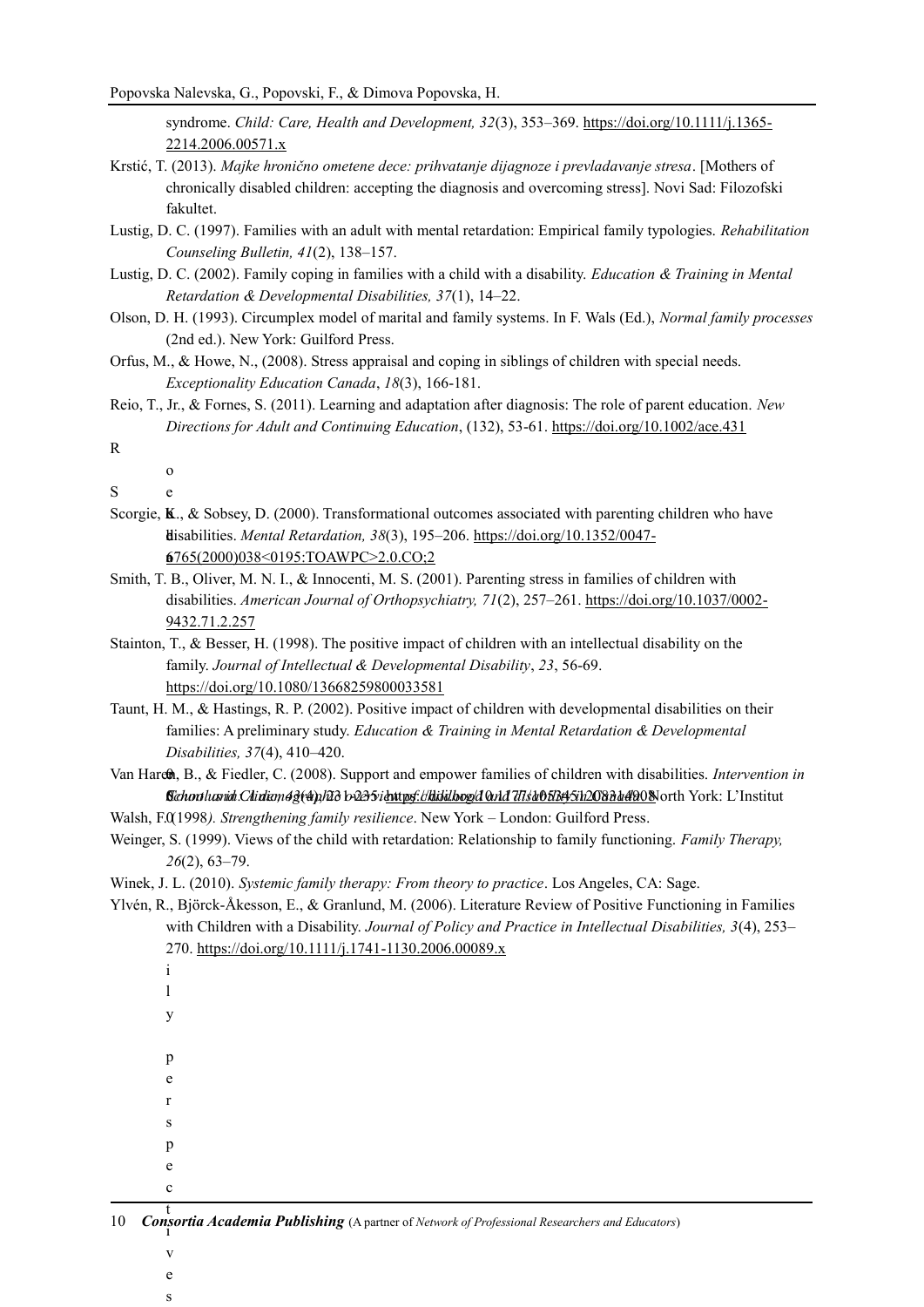syndrome. *Child: Care, Health and Development, 32*(3), 353–369. https://doi.org/10.1111/j.1365-2214.2006.00571.x

Krstić, T. (2013). *Majke hronično ometene dece: prihvatanje dijagnoze i prevladavanje stresa*. [Mothers of chronically disabled children: accepting the diagnosis and overcoming stress]. Novi Sad: Filozofski fakultet.

Lustig, D. C. (1997). Families with an adult with mental retardation: Empirical family typologies. *Rehabilitation Counseling Bulletin, 41*(2), 138–157.

Lustig, D. C. (2002). Family coping in families with a child with a disability. *Education & Training in Mental Retardation & Developmental Disabilities, 37*(1), 14–22.

Olson, D. H. (1993). Circumplex model of marital and family systems. In F. Wals (Ed.), *Normal family processes* (2nd ed.). New York: Guilford Press.

Orfus, M., & Howe, N., (2008). Stress appraisal and coping in siblings of children with special needs. *Exceptionality Education Canada*, *18*(3), 166-181.

Reio, T., Jr., & Fornes, S. (2011). Learning and adaptation after diagnosis: The role of parent education. *New Directions for Adult and Continuing Education*, (132), 53-61. https://doi.org/10.1002/ace.431

Scorgie, K., & Sobsey, D. (2000). Transformational outcomes associated with parenting children who have disabilities. *Mental Retardation, 38*(3), 195–206. https://doi.org/10.1352/0047-6765(2000)038<0195:TOAWPC>2.0.CO;2

Smith, T. B., Oliver, M. N. I., & Innocenti, M. S. (2001). Parenting stress in families of children with disabilities. *American Journal of Orthopsychiatry, 71*(2), 257–261. https://doi.org/10.1037/0002-9432.71.2.257

Stainton, T., & Besser, H. (1998). The positive impact of children with an intellectual disability on the family. *Journal of Intellectual & Developmental Disability*, *23*, 56-69. https://doi.org/10.1080/13668259800033581

Taunt, H. M., & Hastings, R. P. (2002). Positive impact of children with developmental disabilities on their families: A preliminary study. *Education & Training in Mental Retardation & Developmental Disabilities, 37*(4), 410–420.

Van Haren, B., & Fiedler, C. (2008). Support and empower families of children with disabilities. *Intervention in School and Clinic, 43*(4), 231–235. North York: L'Institut

Walsh, F. (1998). *Strengthening family resilience*. New York – London: Guilford Press.

Weinger, S. (1999). Views of the child with retardation: Relationship to family functioning. *Family Therapy, 26*(2), 63–79.

Winek, J. L. (2010). *Systemic family therapy: From theory to practice*. Los Angeles, CA: Sage.

Ylvén, R., Björck-Åkesson, E., & Granlund, M. (2006). Literature Review of Positive Functioning in Families with Children with a Disability. *Journal of Policy and Practice in Intellectual Disabilities, 3*(4), 253–270. https://doi.org/10.1111/j.1741-1130.2006.00089.x